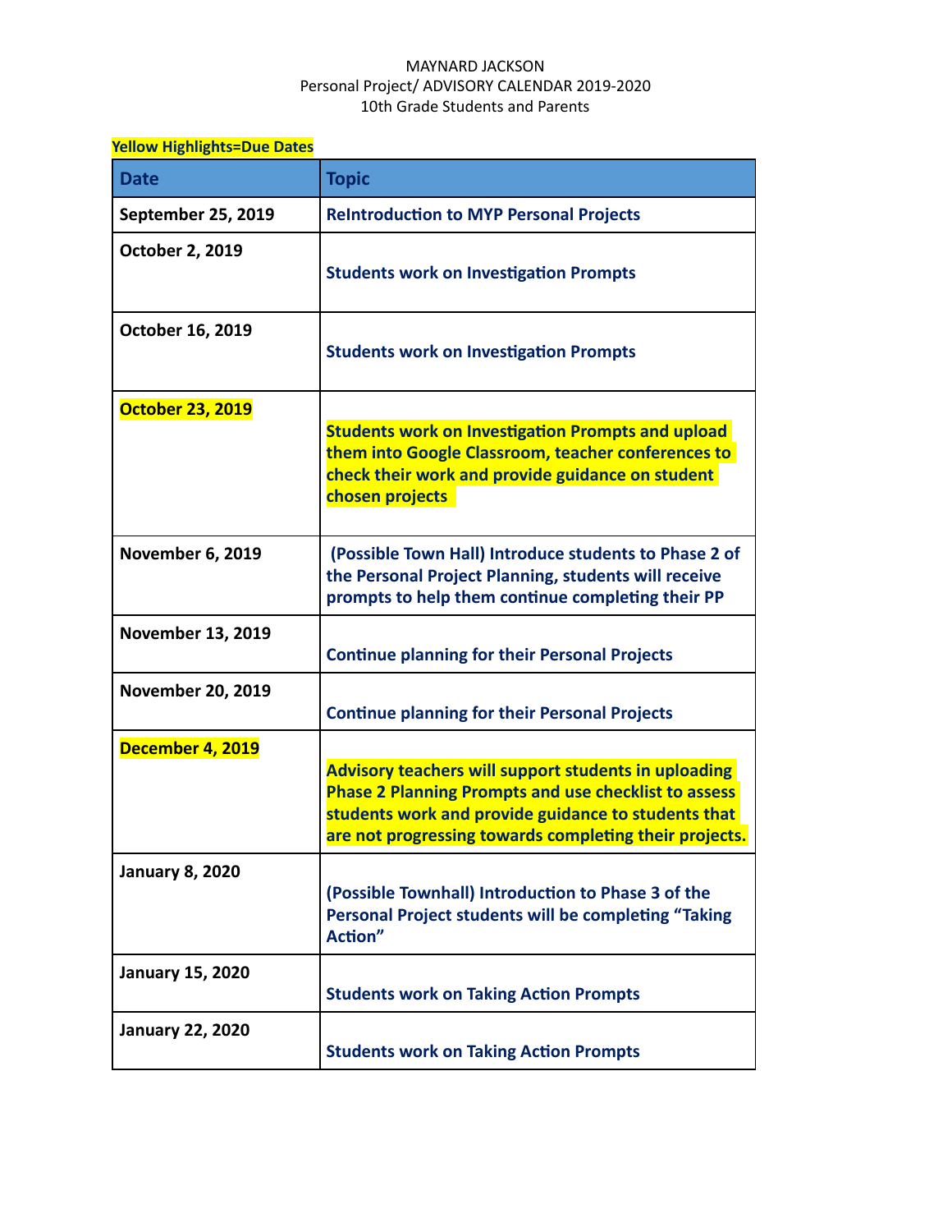MAYNARD JACKSON
Personal Project/ ADVISORY CALENDAR 2019-2020
10th Grade Students and Parents

**Yellow Highlights=Due Dates**

| Date | Topic |
|---|---|
| **September 25, 2019** | **ReIntroduction to MYP Personal Projects** |
| **October 2, 2019** | **Students work on Investigation Prompts** |
| **October 16, 2019** | **Students work on Investigation Prompts** |
| **October 23, 2019** | **Students work on Investigation Prompts and upload them into Google Classroom, teacher conferences to check their work and provide guidance on student chosen projects** |
| **November 6, 2019** | **(Possible Town Hall) Introduce students to Phase 2 of the Personal Project Planning, students will receive prompts to help them continue completing their PP** |
| **November 13, 2019** | **Continue planning for their Personal Projects** |
| **November 20, 2019** | **Continue planning for their Personal Projects** |
| **December 4, 2019** | **Advisory teachers will support students in uploading Phase 2 Planning Prompts and use checklist to assess students work and provide guidance to students that are not progressing towards completing their projects.** |
| **January 8, 2020** | **(Possible Townhall) Introduction to Phase 3 of the Personal Project students will be completing "Taking Action"** |
| **January 15, 2020** | **Students work on Taking Action Prompts** |
| **January 22, 2020** | **Students work on Taking Action Prompts** |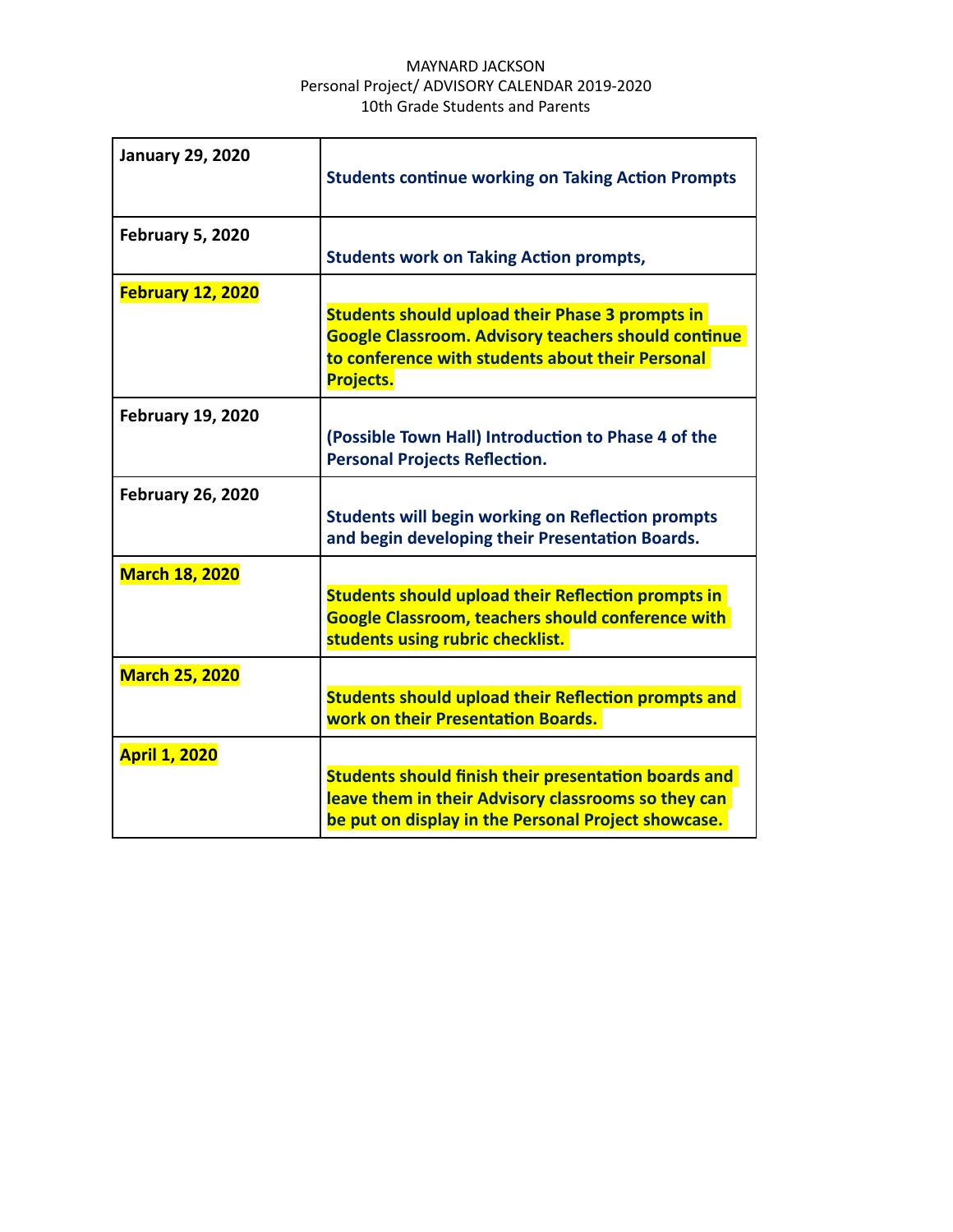MAYNARD JACKSON
Personal Project/ ADVISORY CALENDAR 2019-2020
10th Grade Students and Parents

| | |
|---|---|
| **January 29, 2020** | **Students continue working on Taking Action Prompts** |
| **February 5, 2020** | **Students work on Taking Action prompts,** |
| **February 12, 2020** | **Students should upload their Phase 3 prompts in Google Classroom. Advisory teachers should continue to conference with students about their Personal Projects.** |
| **February 19, 2020** | **(Possible Town Hall) Introduction to Phase 4 of the Personal Projects Reflection.** |
| **February 26, 2020** | **Students will begin working on Reflection prompts and begin developing their Presentation Boards.** |
| **March 18, 2020** | **Students should upload their Reflection prompts in Google Classroom, teachers should conference with students using rubric checklist.** |
| **March 25, 2020** | **Students should upload their Reflection prompts and work on their Presentation Boards.** |
| **April 1, 2020** | **Students should finish their presentation boards and leave them in their Advisory classrooms so they can be put on display in the Personal Project showcase.** |